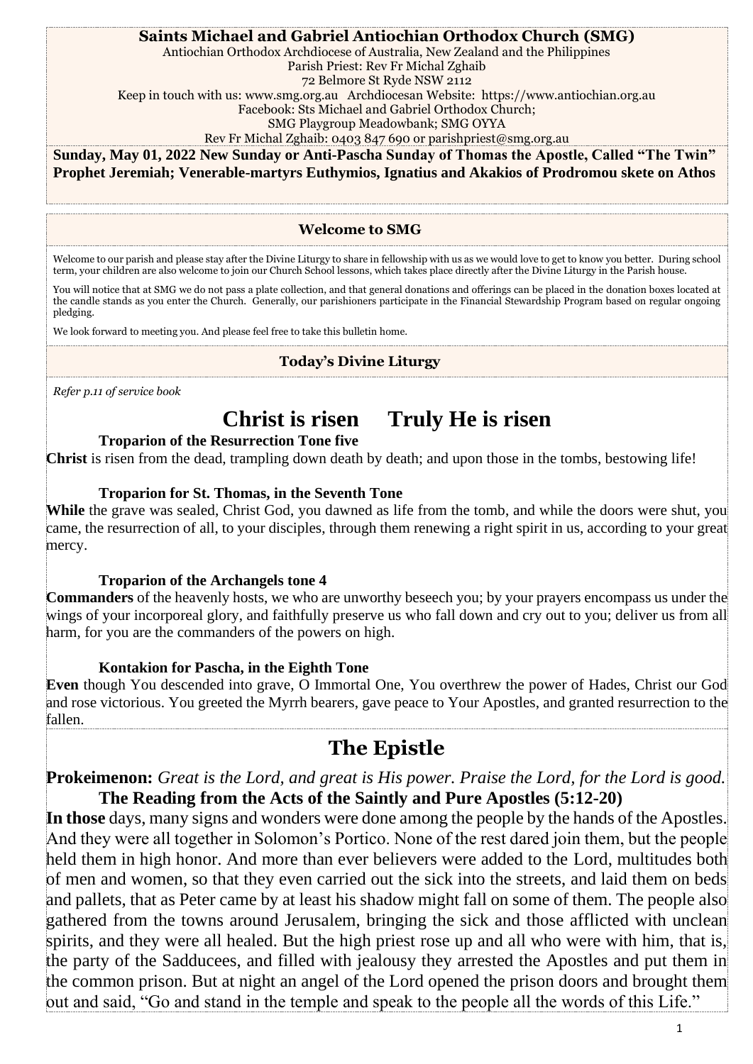**Saints Michael and Gabriel Antiochian Orthodox Church (SMG)**

Antiochian Orthodox Archdiocese of Australia, New Zealand and the Philippines
Parish Priest: Rev Fr Michal Zghaib
72 Belmore St Ryde NSW 2112
Keep in touch with us: www.smg.org.au Archdiocesan Website: https://www.antiochian.org.au
Facebook: Sts Michael and Gabriel Orthodox Church;
SMG Playgroup Meadowbank; SMG OYYA
Rev Fr Michal Zghaib: 0403 847 690 or parishpriest@smg.org.au

**Sunday, May 01, 2022 New Sunday or Anti-Pascha Sunday of Thomas the Apostle, Called "The Twin" Prophet Jeremiah; Venerable-martyrs Euthymios, Ignatius and Akakios of Prodromou skete on Athos**

### Welcome to SMG

Welcome to our parish and please stay after the Divine Liturgy to share in fellowship with us as we would love to get to know you better. During school term, your children are also welcome to join our Church School lessons, which takes place directly after the Divine Liturgy in the Parish house.

You will notice that at SMG we do not pass a plate collection, and that general donations and offerings can be placed in the donation boxes located at the candle stands as you enter the Church. Generally, our parishioners participate in the Financial Stewardship Program based on regular ongoing pledging.

We look forward to meeting you. And please feel free to take this bulletin home.

### Today's Divine Liturgy

*Refer p.11 of service book*

# Christ is risen Truly He is risen

**Troparion of the Resurrection Tone five**

**Christ** is risen from the dead, trampling down death by death; and upon those in the tombs, bestowing life!

**Troparion for St. Thomas, in the Seventh Tone**

**While** the grave was sealed, Christ God, you dawned as life from the tomb, and while the doors were shut, you came, the resurrection of all, to your disciples, through them renewing a right spirit in us, according to your great mercy.

**Troparion of the Archangels tone 4**

**Commanders** of the heavenly hosts, we who are unworthy beseech you; by your prayers encompass us under the wings of your incorporeal glory, and faithfully preserve us who fall down and cry out to you; deliver us from all harm, for you are the commanders of the powers on high.

**Kontakion for Pascha, in the Eighth Tone**

**Even** though You descended into grave, O Immortal One, You overthrew the power of Hades, Christ our God and rose victorious. You greeted the Myrrh bearers, gave peace to Your Apostles, and granted resurrection to the fallen.

## The Epistle

**Prokeimenon:** *Great is the Lord, and great is His power. Praise the Lord, for the Lord is good.*

**The Reading from the Acts of the Saintly and Pure Apostles (5:12-20)**

**In those** days, many signs and wonders were done among the people by the hands of the Apostles. And they were all together in Solomon's Portico. None of the rest dared join them, but the people held them in high honor. And more than ever believers were added to the Lord, multitudes both of men and women, so that they even carried out the sick into the streets, and laid them on beds and pallets, that as Peter came by at least his shadow might fall on some of them. The people also gathered from the towns around Jerusalem, bringing the sick and those afflicted with unclean spirits, and they were all healed. But the high priest rose up and all who were with him, that is, the party of the Sadducees, and filled with jealousy they arrested the Apostles and put them in the common prison. But at night an angel of the Lord opened the prison doors and brought them out and said, "Go and stand in the temple and speak to the people all the words of this Life."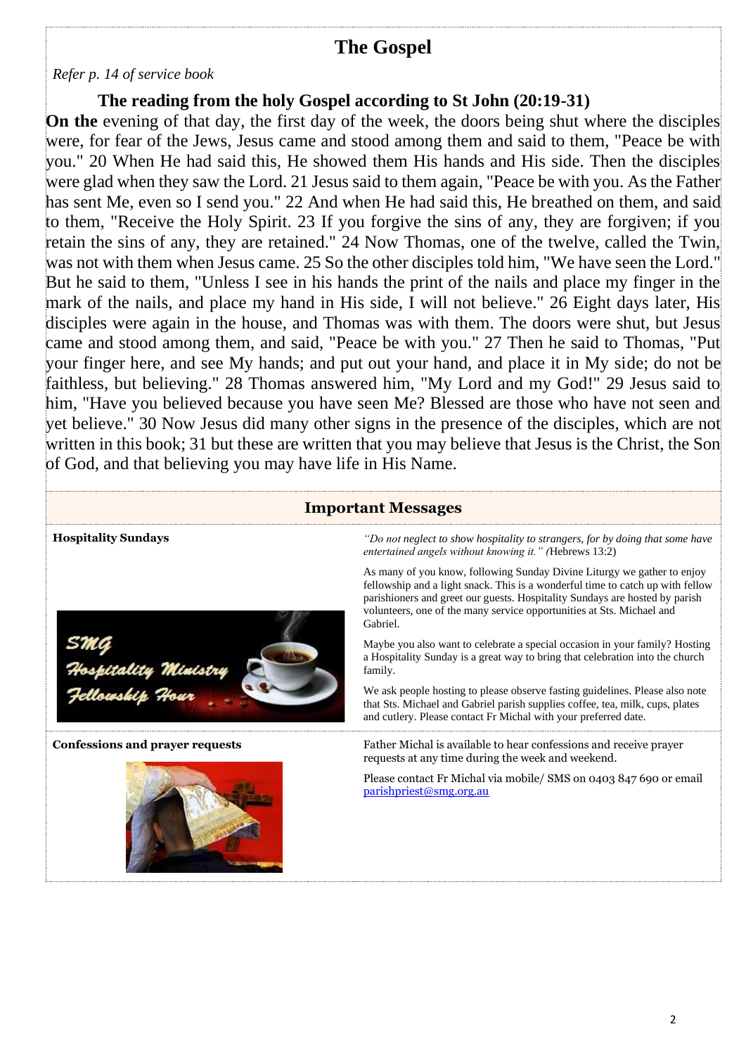# The Gospel

*Refer p. 14 of service book*

### The reading from the holy Gospel according to St John (20:19-31)

**On the** evening of that day, the first day of the week, the doors being shut where the disciples were, for fear of the Jews, Jesus came and stood among them and said to them, "Peace be with you." 20 When He had said this, He showed them His hands and His side. Then the disciples were glad when they saw the Lord. 21 Jesus said to them again, "Peace be with you. As the Father has sent Me, even so I send you." 22 And when He had said this, He breathed on them, and said to them, "Receive the Holy Spirit. 23 If you forgive the sins of any, they are forgiven; if you retain the sins of any, they are retained." 24 Now Thomas, one of the twelve, called the Twin, was not with them when Jesus came. 25 So the other disciples told him, "We have seen the Lord." But he said to them, "Unless I see in his hands the print of the nails and place my finger in the mark of the nails, and place my hand in His side, I will not believe." 26 Eight days later, His disciples were again in the house, and Thomas was with them. The doors were shut, but Jesus came and stood among them, and said, "Peace be with you." 27 Then he said to Thomas, "Put your finger here, and see My hands; and put out your hand, and place it in My side; do not be faithless, but believing." 28 Thomas answered him, "My Lord and my God!" 29 Jesus said to him, "Have you believed because you have seen Me? Blessed are those who have not seen and yet believe." 30 Now Jesus did many other signs in the presence of the disciples, which are not written in this book; 31 but these are written that you may believe that Jesus is the Christ, the Son of God, and that believing you may have life in His Name.

## Important Messages

**Hospitality Sundays**

*"Do not neglect to show hospitality to strangers, for by doing that some have entertained angels without knowing it." (*Hebrews 13:2)

As many of you know, following Sunday Divine Liturgy we gather to enjoy fellowship and a light snack. This is a wonderful time to catch up with fellow parishioners and greet our guests. Hospitality Sundays are hosted by parish volunteers, one of the many service opportunities at Sts. Michael and Gabriel.

Maybe you also want to celebrate a special occasion in your family? Hosting a Hospitality Sunday is a great way to bring that celebration into the church family.

We ask people hosting to please observe fasting guidelines. Please also note that Sts. Michael and Gabriel parish supplies coffee, tea, milk, cups, plates and cutlery. Please contact Fr Michal with your preferred date.

**Confessions and prayer requests**

Father Michal is available to hear confessions and receive prayer requests at any time during the week and weekend.

Please contact Fr Michal via mobile/ SMS on 0403 847 690 or email parishpriest@smg.org.au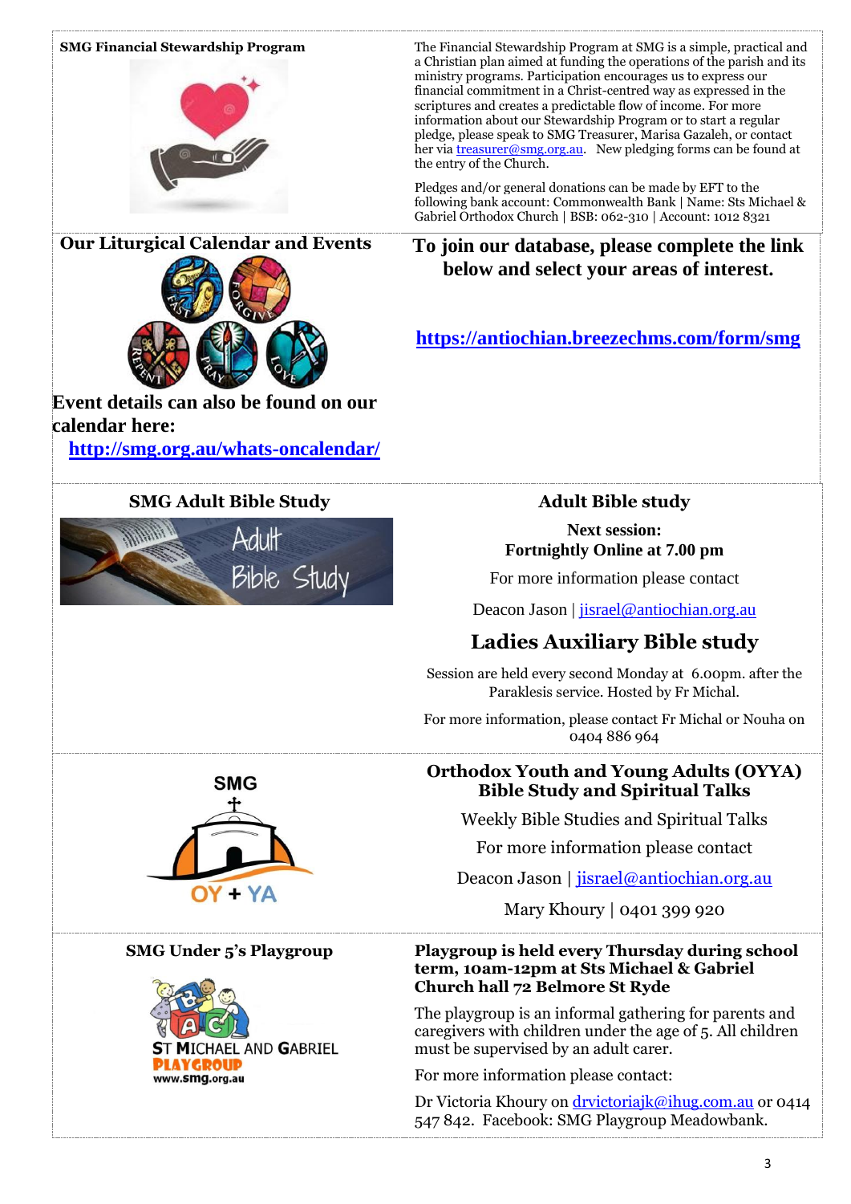## SMG Financial Stewardship Program

The Financial Stewardship Program at SMG is a simple, practical and a Christian plan aimed at funding the operations of the parish and its ministry programs. Participation encourages us to express our financial commitment in a Christ-centred way as expressed in the scriptures and creates a predictable flow of income. For more information about our Stewardship Program or to start a regular pledge, please speak to SMG Treasurer, Marisa Gazaleh, or contact her via treasurer@smg.org.au. New pledging forms can be found at the entry of the Church.

Pledges and/or general donations can be made by EFT to the following bank account: Commonwealth Bank | Name: Sts Michael & Gabriel Orthodox Church | BSB: 062-310 | Account: 1012 8321

## Our Liturgical Calendar and Events

**Event details can also be found on our calendar here:**

**http://smg.org.au/whats-oncalendar/**

**To join our database, please complete the link below and select your areas of interest.**

**https://antiochian.breezechms.com/form/smg**

## SMG Adult Bible Study

### Adult Bible study

**Next session:**
**Fortnightly Online at 7.00 pm**

For more information please contact

Deacon Jason | jisrael@antiochian.org.au

### Ladies Auxiliary Bible study

Session are held every second Monday at 6.00pm. after the Paraklesis service. Hosted by Fr Michal.

For more information, please contact Fr Michal or Nouha on 0404 886 964

### Orthodox Youth and Young Adults (OYYA) Bible Study and Spiritual Talks

Weekly Bible Studies and Spiritual Talks

For more information please contact

Deacon Jason | jisrael@antiochian.org.au

Mary Khoury | 0401 399 920

## SMG Under 5's Playgroup

**Playgroup is held every Thursday during school term, 10am-12pm at Sts Michael & Gabriel Church hall 72 Belmore St Ryde**

The playgroup is an informal gathering for parents and caregivers with children under the age of 5. All children must be supervised by an adult carer.

For more information please contact:

Dr Victoria Khoury on drvictoriajk@ihug.com.au or 0414 547 842. Facebook: SMG Playgroup Meadowbank.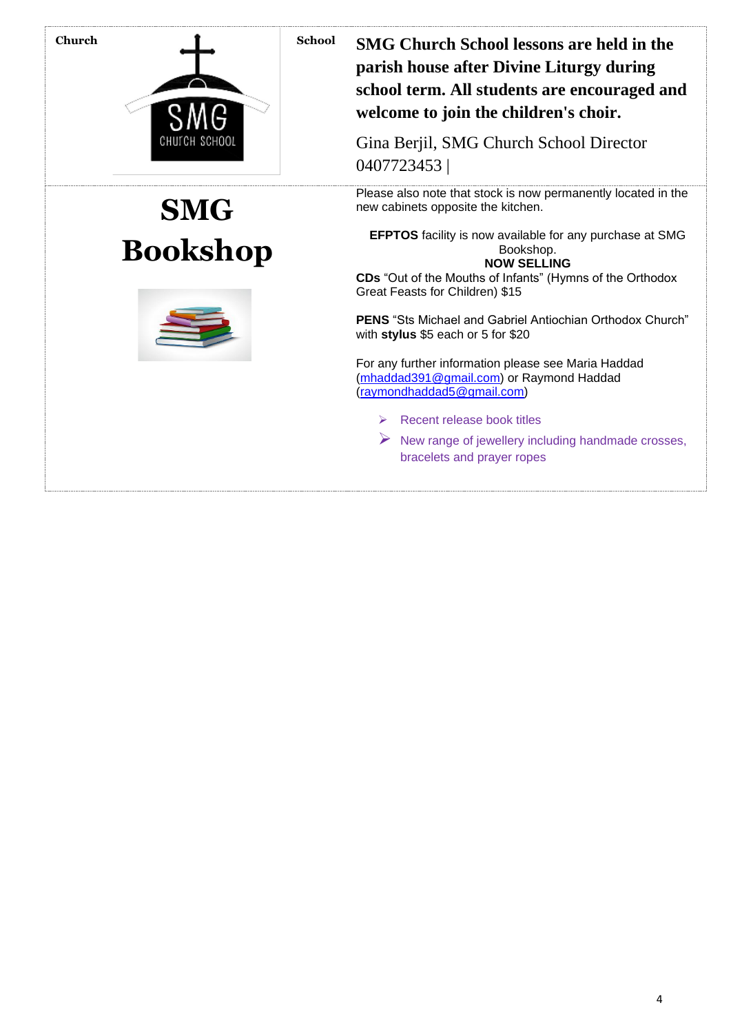Church School

**SMG Church School lessons are held in the parish house after Divine Liturgy during school term. All students are encouraged and welcome to join the children's choir.**

Gina Berjil, SMG Church School Director
0407723453 |

# SMG Bookshop

Please also note that stock is now permanently located in the new cabinets opposite the kitchen.

**EFPTOS** facility is now available for any purchase at SMG Bookshop.

**NOW SELLING**

**CDs** "Out of the Mouths of Infants" (Hymns of the Orthodox Great Feasts for Children) $15

**PENS** "Sts Michael and Gabriel Antiochian Orthodox Church" with **stylus** $5 each or 5 for $20

For any further information please see Maria Haddad (mhaddad391@gmail.com) or Raymond Haddad (raymondhaddad5@gmail.com)

- Recent release book titles
- New range of jewellery including handmade crosses, bracelets and prayer ropes